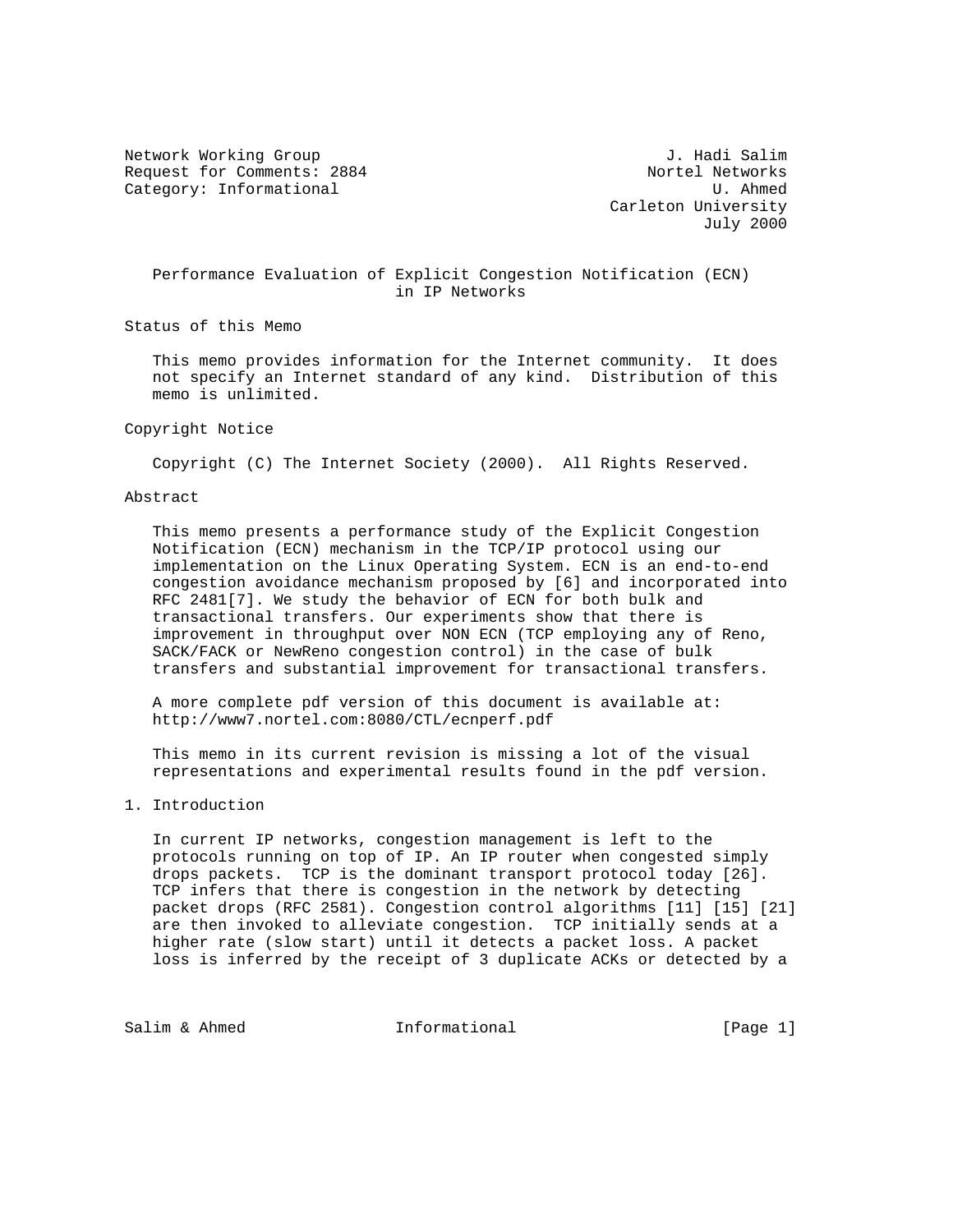Network Working Group J. Hadi Salim
Request for Comments: 2884 Nortel Networks
Category: Informational U. Ahmed
Carleton University
July 2000

# Performance Evaluation of Explicit Congestion Notification (ECN) in IP Networks

## Status of this Memo

This memo provides information for the Internet community. It does not specify an Internet standard of any kind. Distribution of this memo is unlimited.

## Copyright Notice

Copyright (C) The Internet Society (2000). All Rights Reserved.

## Abstract

This memo presents a performance study of the Explicit Congestion Notification (ECN) mechanism in the TCP/IP protocol using our implementation on the Linux Operating System. ECN is an end-to-end congestion avoidance mechanism proposed by [6] and incorporated into RFC 2481[7]. We study the behavior of ECN for both bulk and transactional transfers. Our experiments show that there is improvement in throughput over NON ECN (TCP employing any of Reno, SACK/FACK or NewReno congestion control) in the case of bulk transfers and substantial improvement for transactional transfers.

A more complete pdf version of this document is available at: http://www7.nortel.com:8080/CTL/ecnperf.pdf

This memo in its current revision is missing a lot of the visual representations and experimental results found in the pdf version.

## 1. Introduction

In current IP networks, congestion management is left to the protocols running on top of IP. An IP router when congested simply drops packets. TCP is the dominant transport protocol today [26]. TCP infers that there is congestion in the network by detecting packet drops (RFC 2581). Congestion control algorithms [11] [15] [21] are then invoked to alleviate congestion. TCP initially sends at a higher rate (slow start) until it detects a packet loss. A packet loss is inferred by the receipt of 3 duplicate ACKs or detected by a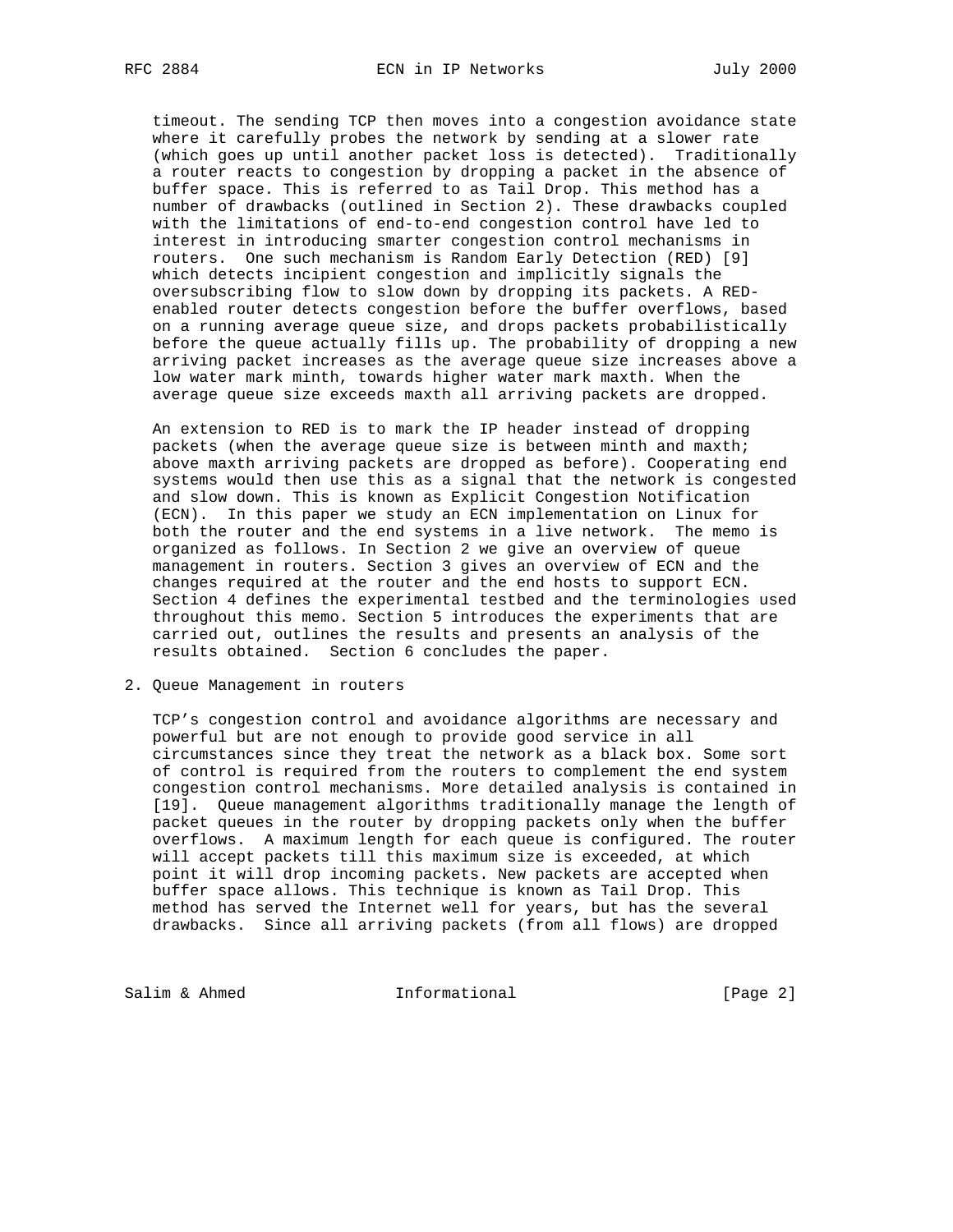timeout. The sending TCP then moves into a congestion avoidance state where it carefully probes the network by sending at a slower rate (which goes up until another packet loss is detected). Traditionally a router reacts to congestion by dropping a packet in the absence of buffer space. This is referred to as Tail Drop. This method has a number of drawbacks (outlined in Section 2). These drawbacks coupled with the limitations of end-to-end congestion control have led to interest in introducing smarter congestion control mechanisms in routers. One such mechanism is Random Early Detection (RED) [9] which detects incipient congestion and implicitly signals the oversubscribing flow to slow down by dropping its packets. A RED-enabled router detects congestion before the buffer overflows, based on a running average queue size, and drops packets probabilistically before the queue actually fills up. The probability of dropping a new arriving packet increases as the average queue size increases above a low water mark minth, towards higher water mark maxth. When the average queue size exceeds maxth all arriving packets are dropped.

An extension to RED is to mark the IP header instead of dropping packets (when the average queue size is between minth and maxth; above maxth arriving packets are dropped as before). Cooperating end systems would then use this as a signal that the network is congested and slow down. This is known as Explicit Congestion Notification (ECN). In this paper we study an ECN implementation on Linux for both the router and the end systems in a live network. The memo is organized as follows. In Section 2 we give an overview of queue management in routers. Section 3 gives an overview of ECN and the changes required at the router and the end hosts to support ECN. Section 4 defines the experimental testbed and the terminologies used throughout this memo. Section 5 introduces the experiments that are carried out, outlines the results and presents an analysis of the results obtained. Section 6 concludes the paper.

## 2. Queue Management in routers

TCP's congestion control and avoidance algorithms are necessary and powerful but are not enough to provide good service in all circumstances since they treat the network as a black box. Some sort of control is required from the routers to complement the end system congestion control mechanisms. More detailed analysis is contained in [19]. Queue management algorithms traditionally manage the length of packet queues in the router by dropping packets only when the buffer overflows. A maximum length for each queue is configured. The router will accept packets till this maximum size is exceeded, at which point it will drop incoming packets. New packets are accepted when buffer space allows. This technique is known as Tail Drop. This method has served the Internet well for years, but has the several drawbacks. Since all arriving packets (from all flows) are dropped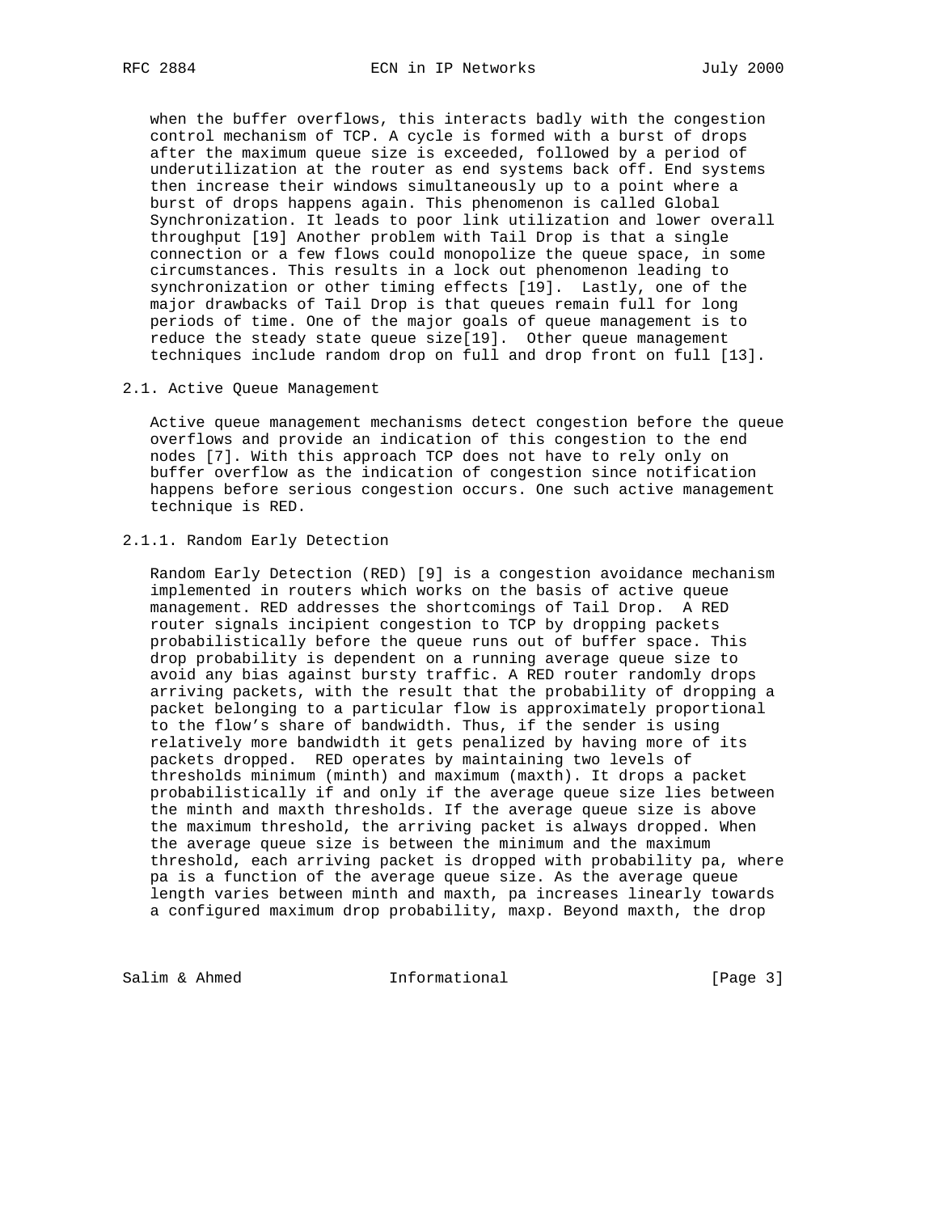when the buffer overflows, this interacts badly with the congestion control mechanism of TCP. A cycle is formed with a burst of drops after the maximum queue size is exceeded, followed by a period of underutilization at the router as end systems back off. End systems then increase their windows simultaneously up to a point where a burst of drops happens again. This phenomenon is called Global Synchronization. It leads to poor link utilization and lower overall throughput [19] Another problem with Tail Drop is that a single connection or a few flows could monopolize the queue space, in some circumstances. This results in a lock out phenomenon leading to synchronization or other timing effects [19]. Lastly, one of the major drawbacks of Tail Drop is that queues remain full for long periods of time. One of the major goals of queue management is to reduce the steady state queue size[19]. Other queue management techniques include random drop on full and drop front on full [13].

### 2.1. Active Queue Management

Active queue management mechanisms detect congestion before the queue overflows and provide an indication of this congestion to the end nodes [7]. With this approach TCP does not have to rely only on buffer overflow as the indication of congestion since notification happens before serious congestion occurs. One such active management technique is RED.

#### 2.1.1. Random Early Detection

Random Early Detection (RED) [9] is a congestion avoidance mechanism implemented in routers which works on the basis of active queue management. RED addresses the shortcomings of Tail Drop. A RED router signals incipient congestion to TCP by dropping packets probabilistically before the queue runs out of buffer space. This drop probability is dependent on a running average queue size to avoid any bias against bursty traffic. A RED router randomly drops arriving packets, with the result that the probability of dropping a packet belonging to a particular flow is approximately proportional to the flow's share of bandwidth. Thus, if the sender is using relatively more bandwidth it gets penalized by having more of its packets dropped. RED operates by maintaining two levels of thresholds minimum (minth) and maximum (maxth). It drops a packet probabilistically if and only if the average queue size lies between the minth and maxth thresholds. If the average queue size is above the maximum threshold, the arriving packet is always dropped. When the average queue size is between the minimum and the maximum threshold, each arriving packet is dropped with probability pa, where pa is a function of the average queue size. As the average queue length varies between minth and maxth, pa increases linearly towards a configured maximum drop probability, maxp. Beyond maxth, the drop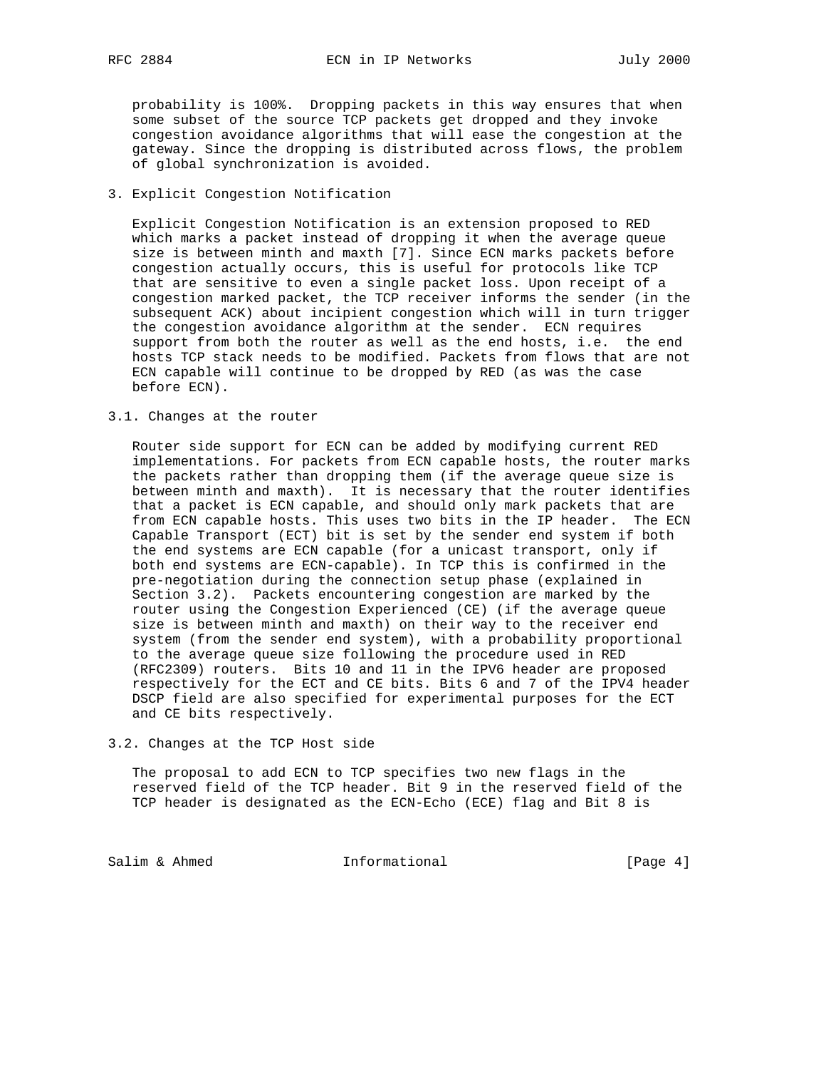probability is 100%. Dropping packets in this way ensures that when some subset of the source TCP packets get dropped and they invoke congestion avoidance algorithms that will ease the congestion at the gateway. Since the dropping is distributed across flows, the problem of global synchronization is avoided.

## 3. Explicit Congestion Notification

Explicit Congestion Notification is an extension proposed to RED which marks a packet instead of dropping it when the average queue size is between minth and maxth [7]. Since ECN marks packets before congestion actually occurs, this is useful for protocols like TCP that are sensitive to even a single packet loss. Upon receipt of a congestion marked packet, the TCP receiver informs the sender (in the subsequent ACK) about incipient congestion which will in turn trigger the congestion avoidance algorithm at the sender. ECN requires support from both the router as well as the end hosts, i.e. the end hosts TCP stack needs to be modified. Packets from flows that are not ECN capable will continue to be dropped by RED (as was the case before ECN).

### 3.1. Changes at the router

Router side support for ECN can be added by modifying current RED implementations. For packets from ECN capable hosts, the router marks the packets rather than dropping them (if the average queue size is between minth and maxth). It is necessary that the router identifies that a packet is ECN capable, and should only mark packets that are from ECN capable hosts. This uses two bits in the IP header. The ECN Capable Transport (ECT) bit is set by the sender end system if both the end systems are ECN capable (for a unicast transport, only if both end systems are ECN-capable). In TCP this is confirmed in the pre-negotiation during the connection setup phase (explained in Section 3.2). Packets encountering congestion are marked by the router using the Congestion Experienced (CE) (if the average queue size is between minth and maxth) on their way to the receiver end system (from the sender end system), with a probability proportional to the average queue size following the procedure used in RED (RFC2309) routers. Bits 10 and 11 in the IPV6 header are proposed respectively for the ECT and CE bits. Bits 6 and 7 of the IPV4 header DSCP field are also specified for experimental purposes for the ECT and CE bits respectively.

### 3.2. Changes at the TCP Host side

The proposal to add ECN to TCP specifies two new flags in the reserved field of the TCP header. Bit 9 in the reserved field of the TCP header is designated as the ECN-Echo (ECE) flag and Bit 8 is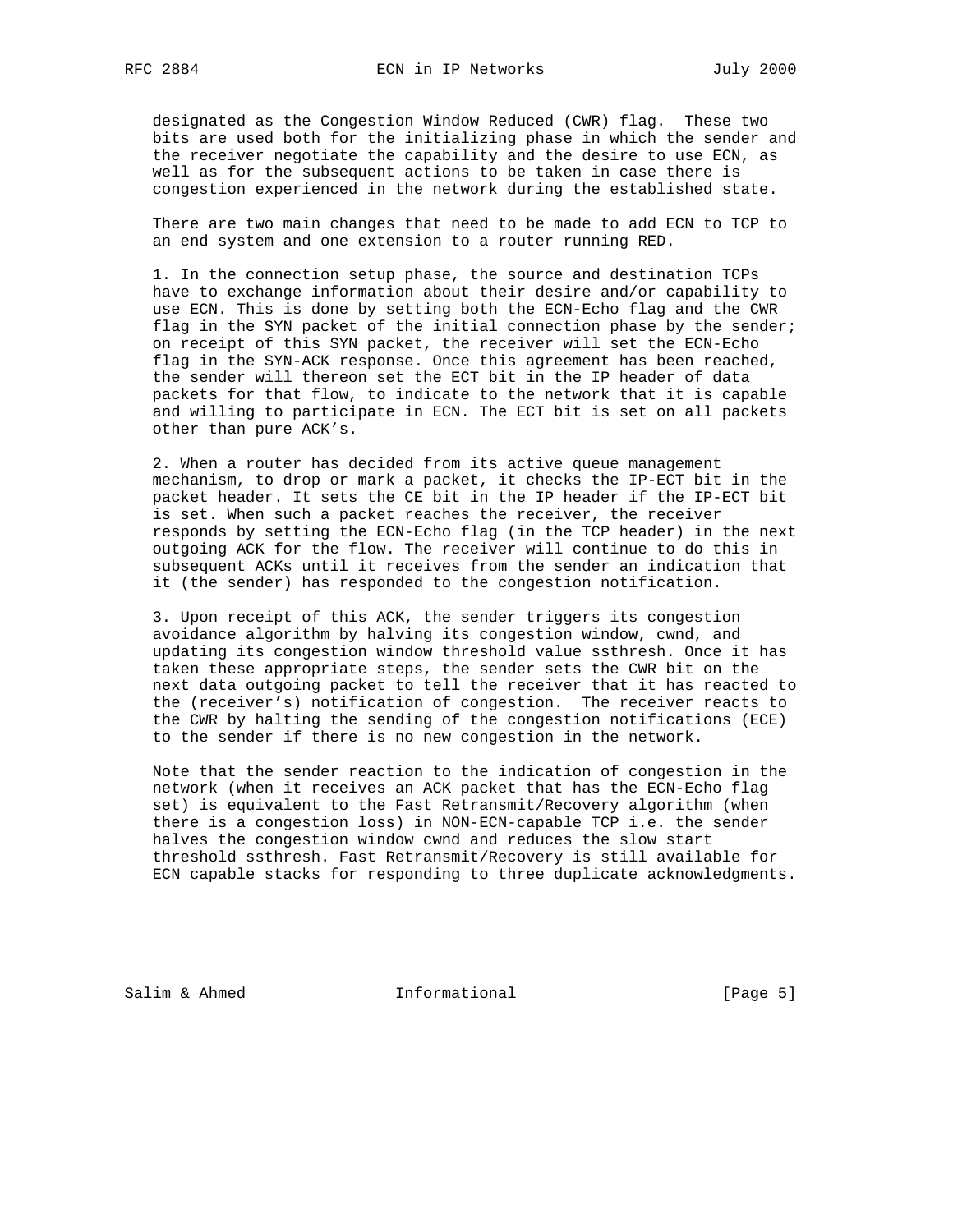designated as the Congestion Window Reduced (CWR) flag. These two bits are used both for the initializing phase in which the sender and the receiver negotiate the capability and the desire to use ECN, as well as for the subsequent actions to be taken in case there is congestion experienced in the network during the established state.

There are two main changes that need to be made to add ECN to TCP to an end system and one extension to a router running RED.

1. In the connection setup phase, the source and destination TCPs have to exchange information about their desire and/or capability to use ECN. This is done by setting both the ECN-Echo flag and the CWR flag in the SYN packet of the initial connection phase by the sender; on receipt of this SYN packet, the receiver will set the ECN-Echo flag in the SYN-ACK response. Once this agreement has been reached, the sender will thereon set the ECT bit in the IP header of data packets for that flow, to indicate to the network that it is capable and willing to participate in ECN. The ECT bit is set on all packets other than pure ACK's.

2. When a router has decided from its active queue management mechanism, to drop or mark a packet, it checks the IP-ECT bit in the packet header. It sets the CE bit in the IP header if the IP-ECT bit is set. When such a packet reaches the receiver, the receiver responds by setting the ECN-Echo flag (in the TCP header) in the next outgoing ACK for the flow. The receiver will continue to do this in subsequent ACKs until it receives from the sender an indication that it (the sender) has responded to the congestion notification.

3. Upon receipt of this ACK, the sender triggers its congestion avoidance algorithm by halving its congestion window, cwnd, and updating its congestion window threshold value ssthresh. Once it has taken these appropriate steps, the sender sets the CWR bit on the next data outgoing packet to tell the receiver that it has reacted to the (receiver's) notification of congestion. The receiver reacts to the CWR by halting the sending of the congestion notifications (ECE) to the sender if there is no new congestion in the network.

Note that the sender reaction to the indication of congestion in the network (when it receives an ACK packet that has the ECN-Echo flag set) is equivalent to the Fast Retransmit/Recovery algorithm (when there is a congestion loss) in NON-ECN-capable TCP i.e. the sender halves the congestion window cwnd and reduces the slow start threshold ssthresh. Fast Retransmit/Recovery is still available for ECN capable stacks for responding to three duplicate acknowledgments.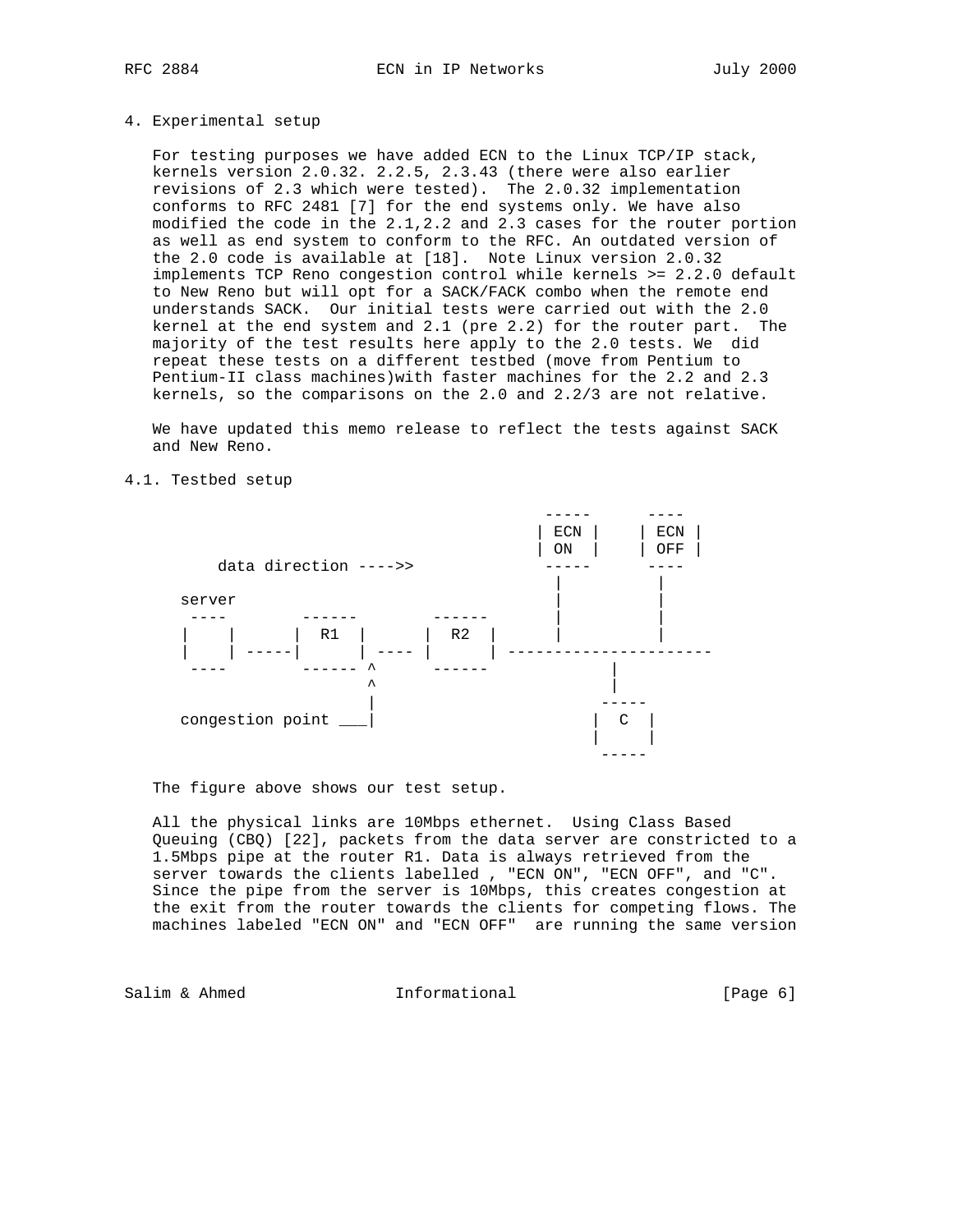## 4. Experimental setup

For testing purposes we have added ECN to the Linux TCP/IP stack, kernels version 2.0.32. 2.2.5, 2.3.43 (there were also earlier revisions of 2.3 which were tested). The 2.0.32 implementation conforms to RFC 2481 [7] for the end systems only. We have also modified the code in the 2.1,2.2 and 2.3 cases for the router portion as well as end system to conform to the RFC. An outdated version of the 2.0 code is available at [18]. Note Linux version 2.0.32 implements TCP Reno congestion control while kernels >= 2.2.0 default to New Reno but will opt for a SACK/FACK combo when the remote end understands SACK. Our initial tests were carried out with the 2.0 kernel at the end system and 2.1 (pre 2.2) for the router part. The majority of the test results here apply to the 2.0 tests. We did repeat these tests on a different testbed (move from Pentium to Pentium-II class machines)with faster machines for the 2.2 and 2.3 kernels, so the comparisons on the 2.0 and 2.2/3 are not relative.

We have updated this memo release to reflect the tests against SACK and New Reno.

### 4.1. Testbed setup

```
                                             -----      ----
                                            | ECN |    | ECN |
                                            | ON  |    | OFF |
      data direction ---->>                  -----      ----
                                               |          |
  server                                       |          |
   ----        ------        ------            |          |
  |    |      |  R1  |      |  R2  |           |          |
  |    | -----|      | ---- |      | ----------------------
   ----        ------ ^      ------                |
                      ^                            |
                      |                          -----
  congestion point ___|                         |  C  |
                                                |     |
                                                 -----
```

The figure above shows our test setup.

All the physical links are 10Mbps ethernet. Using Class Based Queuing (CBQ) [22], packets from the data server are constricted to a 1.5Mbps pipe at the router R1. Data is always retrieved from the server towards the clients labelled , "ECN ON", "ECN OFF", and "C". Since the pipe from the server is 10Mbps, this creates congestion at the exit from the router towards the clients for competing flows. The machines labeled "ECN ON" and "ECN OFF" are running the same version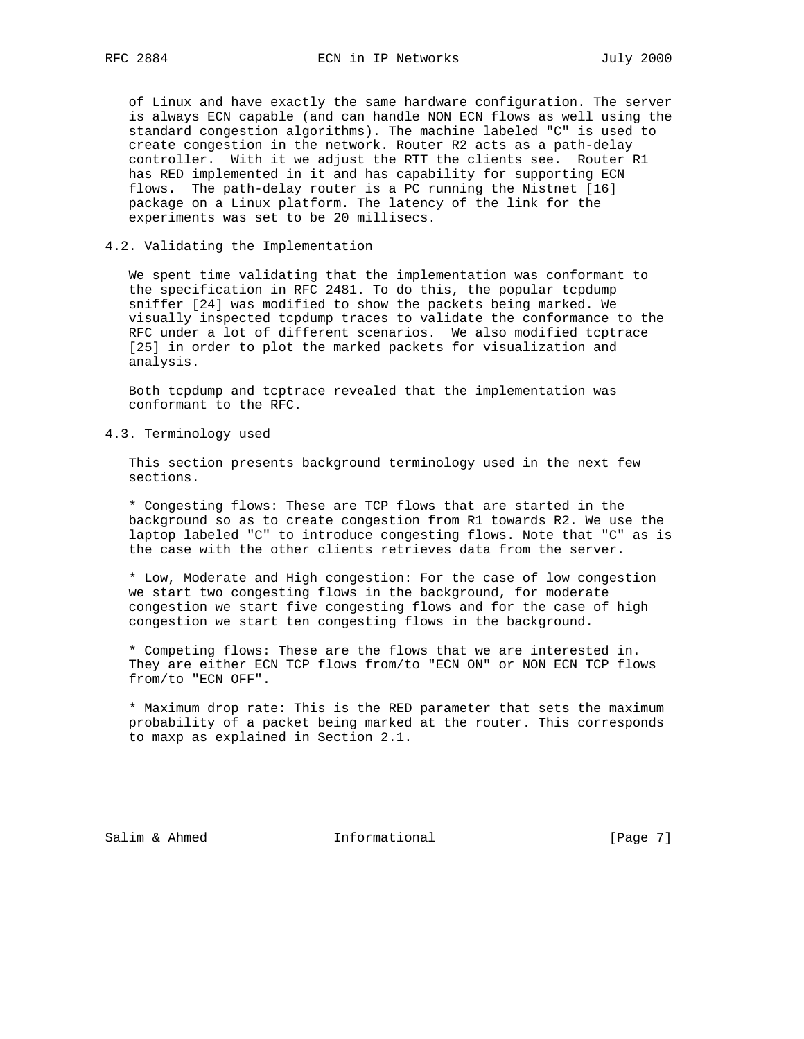of Linux and have exactly the same hardware configuration. The server is always ECN capable (and can handle NON ECN flows as well using the standard congestion algorithms). The machine labeled "C" is used to create congestion in the network. Router R2 acts as a path-delay controller. With it we adjust the RTT the clients see. Router R1 has RED implemented in it and has capability for supporting ECN flows. The path-delay router is a PC running the Nistnet [16] package on a Linux platform. The latency of the link for the experiments was set to be 20 millisecs.

## 4.2. Validating the Implementation

We spent time validating that the implementation was conformant to the specification in RFC 2481. To do this, the popular tcpdump sniffer [24] was modified to show the packets being marked. We visually inspected tcpdump traces to validate the conformance to the RFC under a lot of different scenarios. We also modified tcptrace [25] in order to plot the marked packets for visualization and analysis.

Both tcpdump and tcptrace revealed that the implementation was conformant to the RFC.

## 4.3. Terminology used

This section presents background terminology used in the next few sections.

* Congesting flows: These are TCP flows that are started in the background so as to create congestion from R1 towards R2. We use the laptop labeled "C" to introduce congesting flows. Note that "C" as is the case with the other clients retrieves data from the server.

* Low, Moderate and High congestion: For the case of low congestion we start two congesting flows in the background, for moderate congestion we start five congesting flows and for the case of high congestion we start ten congesting flows in the background.

* Competing flows: These are the flows that we are interested in. They are either ECN TCP flows from/to "ECN ON" or NON ECN TCP flows from/to "ECN OFF".

* Maximum drop rate: This is the RED parameter that sets the maximum probability of a packet being marked at the router. This corresponds to maxp as explained in Section 2.1.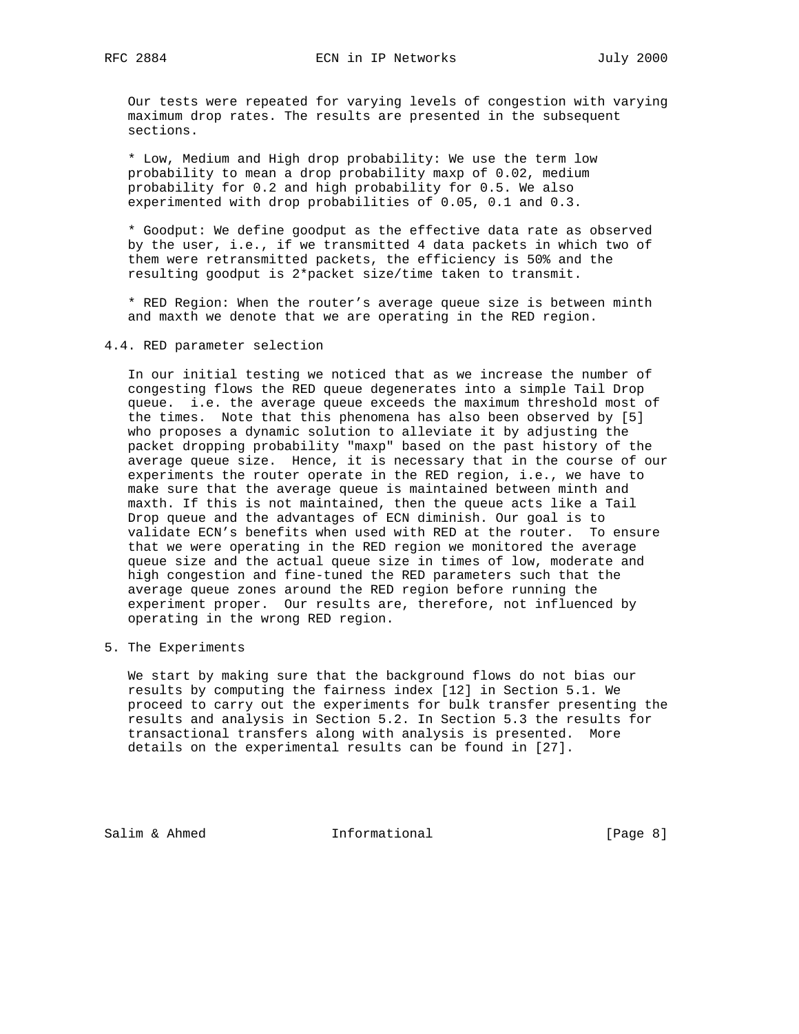Our tests were repeated for varying levels of congestion with varying maximum drop rates. The results are presented in the subsequent sections.

* Low, Medium and High drop probability: We use the term low probability to mean a drop probability maxp of 0.02, medium probability for 0.2 and high probability for 0.5. We also experimented with drop probabilities of 0.05, 0.1 and 0.3.

* Goodput: We define goodput as the effective data rate as observed by the user, i.e., if we transmitted 4 data packets in which two of them were retransmitted packets, the efficiency is 50% and the resulting goodput is 2*packet size/time taken to transmit.

* RED Region: When the router's average queue size is between minth and maxth we denote that we are operating in the RED region.

## 4.4. RED parameter selection

In our initial testing we noticed that as we increase the number of congesting flows the RED queue degenerates into a simple Tail Drop queue. i.e. the average queue exceeds the maximum threshold most of the times. Note that this phenomena has also been observed by [5] who proposes a dynamic solution to alleviate it by adjusting the packet dropping probability "maxp" based on the past history of the average queue size. Hence, it is necessary that in the course of our experiments the router operate in the RED region, i.e., we have to make sure that the average queue is maintained between minth and maxth. If this is not maintained, then the queue acts like a Tail Drop queue and the advantages of ECN diminish. Our goal is to validate ECN's benefits when used with RED at the router. To ensure that we were operating in the RED region we monitored the average queue size and the actual queue size in times of low, moderate and high congestion and fine-tuned the RED parameters such that the average queue zones around the RED region before running the experiment proper. Our results are, therefore, not influenced by operating in the wrong RED region.

# 5. The Experiments

We start by making sure that the background flows do not bias our results by computing the fairness index [12] in Section 5.1. We proceed to carry out the experiments for bulk transfer presenting the results and analysis in Section 5.2. In Section 5.3 the results for transactional transfers along with analysis is presented. More details on the experimental results can be found in [27].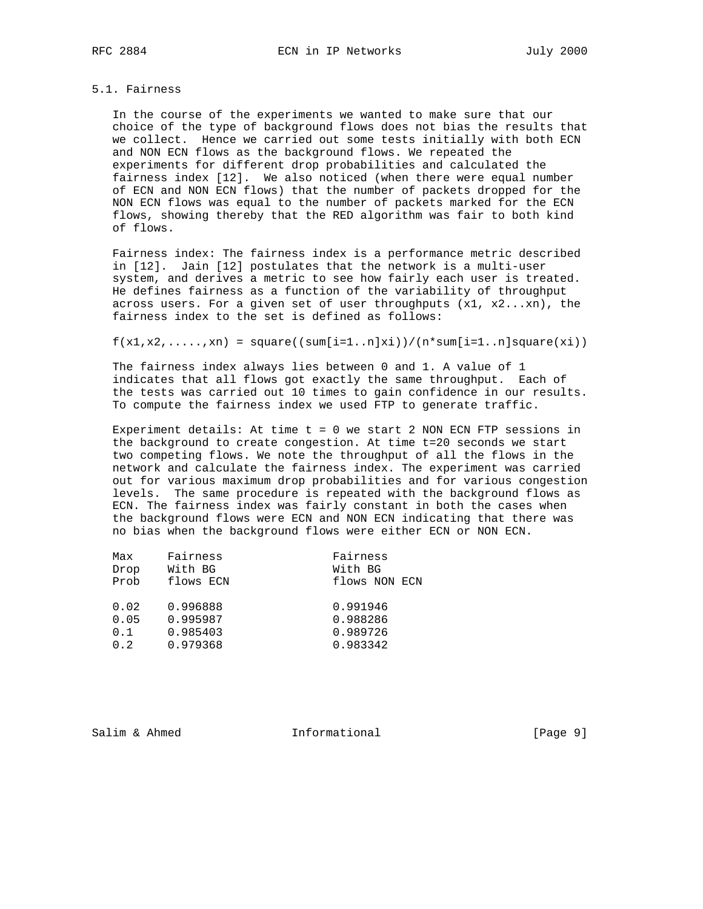### 5.1. Fairness

In the course of the experiments we wanted to make sure that our choice of the type of background flows does not bias the results that we collect. Hence we carried out some tests initially with both ECN and NON ECN flows as the background flows. We repeated the experiments for different drop probabilities and calculated the fairness index [12]. We also noticed (when there were equal number of ECN and NON ECN flows) that the number of packets dropped for the NON ECN flows was equal to the number of packets marked for the ECN flows, showing thereby that the RED algorithm was fair to both kind of flows.

Fairness index: The fairness index is a performance metric described in [12]. Jain [12] postulates that the network is a multi-user system, and derives a metric to see how fairly each user is treated. He defines fairness as a function of the variability of throughput across users. For a given set of user throughputs (x1, x2...xn), the fairness index to the set is defined as follows:

$$f(x_1,x_2,\ldots,x_n) = \frac{\left(\sum_{i=1}^{n} x_i\right)^2}{n \cdot \sum_{i=1}^{n} x_i^2}$$

The fairness index always lies between 0 and 1. A value of 1 indicates that all flows got exactly the same throughput. Each of the tests was carried out 10 times to gain confidence in our results. To compute the fairness index we used FTP to generate traffic.

Experiment details: At time t = 0 we start 2 NON ECN FTP sessions in the background to create congestion. At time t=20 seconds we start two competing flows. We note the throughput of all the flows in the network and calculate the fairness index. The experiment was carried out for various maximum drop probabilities and for various congestion levels. The same procedure is repeated with the background flows as ECN. The fairness index was fairly constant in both the cases when the background flows were ECN and NON ECN indicating that there was no bias when the background flows were either ECN or NON ECN.

| Max Drop Prob | Fairness With BG flows ECN | Fairness With BG flows NON ECN |
|---|---|---|
| 0.02 | 0.996888 | 0.991946 |
| 0.05 | 0.995987 | 0.988286 |
| 0.1 | 0.985403 | 0.989726 |
| 0.2 | 0.979368 | 0.983342 |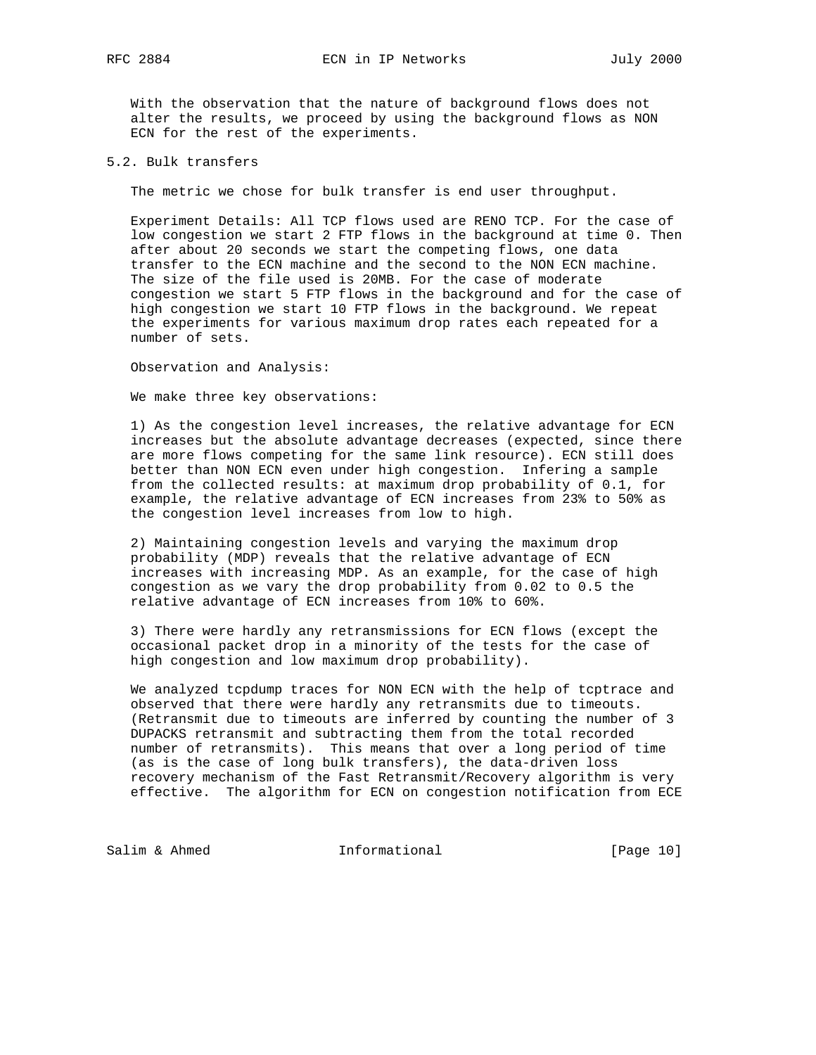With the observation that the nature of background flows does not alter the results, we proceed by using the background flows as NON ECN for the rest of the experiments.

## 5.2. Bulk transfers

The metric we chose for bulk transfer is end user throughput.

Experiment Details: All TCP flows used are RENO TCP. For the case of low congestion we start 2 FTP flows in the background at time 0. Then after about 20 seconds we start the competing flows, one data transfer to the ECN machine and the second to the NON ECN machine. The size of the file used is 20MB. For the case of moderate congestion we start 5 FTP flows in the background and for the case of high congestion we start 10 FTP flows in the background. We repeat the experiments for various maximum drop rates each repeated for a number of sets.

Observation and Analysis:

We make three key observations:

1) As the congestion level increases, the relative advantage for ECN increases but the absolute advantage decreases (expected, since there are more flows competing for the same link resource). ECN still does better than NON ECN even under high congestion. Infering a sample from the collected results: at maximum drop probability of 0.1, for example, the relative advantage of ECN increases from 23% to 50% as the congestion level increases from low to high.

2) Maintaining congestion levels and varying the maximum drop probability (MDP) reveals that the relative advantage of ECN increases with increasing MDP. As an example, for the case of high congestion as we vary the drop probability from 0.02 to 0.5 the relative advantage of ECN increases from 10% to 60%.

3) There were hardly any retransmissions for ECN flows (except the occasional packet drop in a minority of the tests for the case of high congestion and low maximum drop probability).

We analyzed tcpdump traces for NON ECN with the help of tcptrace and observed that there were hardly any retransmits due to timeouts. (Retransmit due to timeouts are inferred by counting the number of 3 DUPACKS retransmit and subtracting them from the total recorded number of retransmits). This means that over a long period of time (as is the case of long bulk transfers), the data-driven loss recovery mechanism of the Fast Retransmit/Recovery algorithm is very effective. The algorithm for ECN on congestion notification from ECE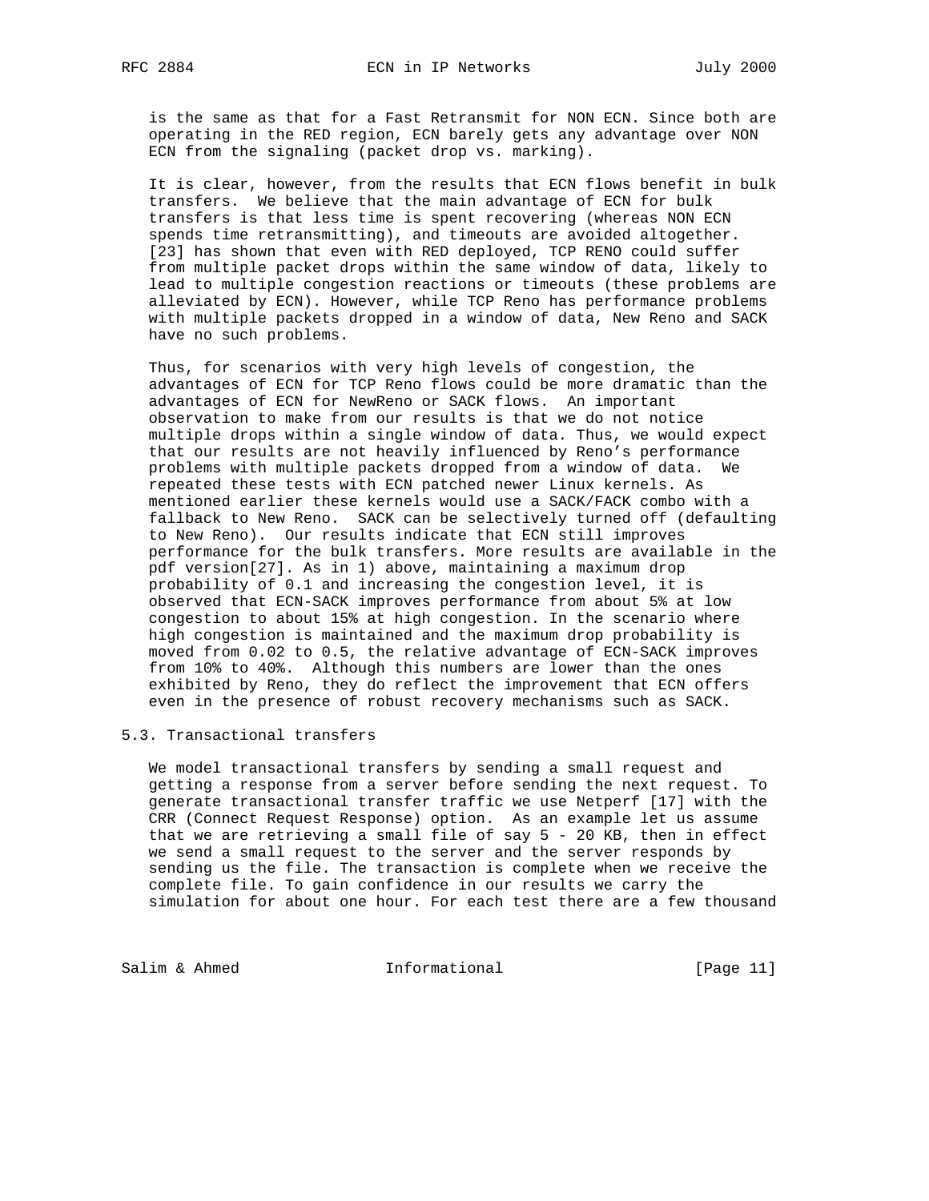is the same as that for a Fast Retransmit for NON ECN. Since both are operating in the RED region, ECN barely gets any advantage over NON ECN from the signaling (packet drop vs. marking).

It is clear, however, from the results that ECN flows benefit in bulk transfers. We believe that the main advantage of ECN for bulk transfers is that less time is spent recovering (whereas NON ECN spends time retransmitting), and timeouts are avoided altogether. [23] has shown that even with RED deployed, TCP RENO could suffer from multiple packet drops within the same window of data, likely to lead to multiple congestion reactions or timeouts (these problems are alleviated by ECN). However, while TCP Reno has performance problems with multiple packets dropped in a window of data, New Reno and SACK have no such problems.

Thus, for scenarios with very high levels of congestion, the advantages of ECN for TCP Reno flows could be more dramatic than the advantages of ECN for NewReno or SACK flows. An important observation to make from our results is that we do not notice multiple drops within a single window of data. Thus, we would expect that our results are not heavily influenced by Reno's performance problems with multiple packets dropped from a window of data. We repeated these tests with ECN patched newer Linux kernels. As mentioned earlier these kernels would use a SACK/FACK combo with a fallback to New Reno. SACK can be selectively turned off (defaulting to New Reno). Our results indicate that ECN still improves performance for the bulk transfers. More results are available in the pdf version[27]. As in 1) above, maintaining a maximum drop probability of 0.1 and increasing the congestion level, it is observed that ECN-SACK improves performance from about 5% at low congestion to about 15% at high congestion. In the scenario where high congestion is maintained and the maximum drop probability is moved from 0.02 to 0.5, the relative advantage of ECN-SACK improves from 10% to 40%. Although this numbers are lower than the ones exhibited by Reno, they do reflect the improvement that ECN offers even in the presence of robust recovery mechanisms such as SACK.

## 5.3. Transactional transfers

We model transactional transfers by sending a small request and getting a response from a server before sending the next request. To generate transactional transfer traffic we use Netperf [17] with the CRR (Connect Request Response) option. As an example let us assume that we are retrieving a small file of say 5 - 20 KB, then in effect we send a small request to the server and the server responds by sending us the file. The transaction is complete when we receive the complete file. To gain confidence in our results we carry the simulation for about one hour. For each test there are a few thousand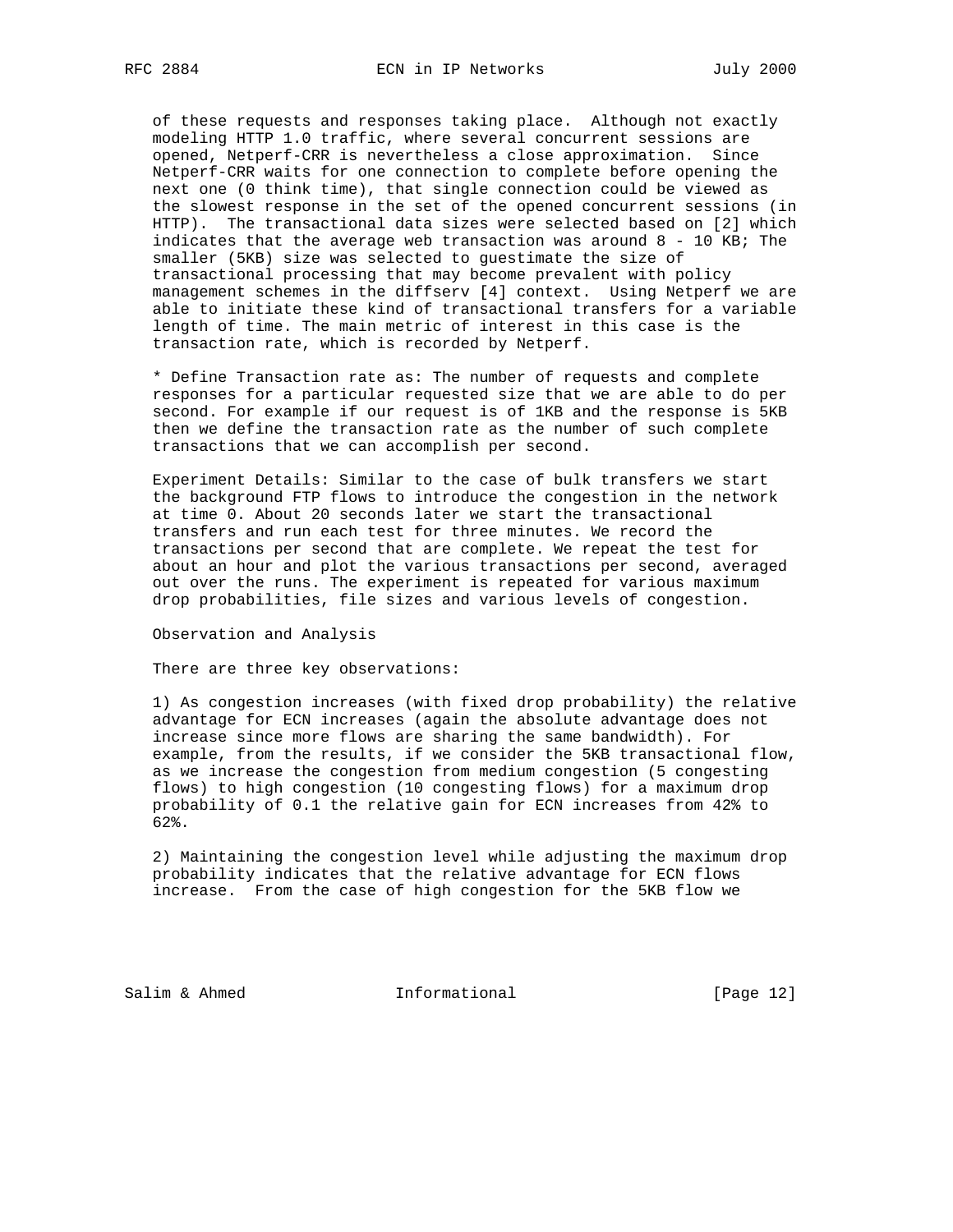of these requests and responses taking place. Although not exactly modeling HTTP 1.0 traffic, where several concurrent sessions are opened, Netperf-CRR is nevertheless a close approximation. Since Netperf-CRR waits for one connection to complete before opening the next one (0 think time), that single connection could be viewed as the slowest response in the set of the opened concurrent sessions (in HTTP). The transactional data sizes were selected based on [2] which indicates that the average web transaction was around 8 - 10 KB; The smaller (5KB) size was selected to guestimate the size of transactional processing that may become prevalent with policy management schemes in the diffserv [4] context. Using Netperf we are able to initiate these kind of transactional transfers for a variable length of time. The main metric of interest in this case is the transaction rate, which is recorded by Netperf.

* Define Transaction rate as: The number of requests and complete responses for a particular requested size that we are able to do per second. For example if our request is of 1KB and the response is 5KB then we define the transaction rate as the number of such complete transactions that we can accomplish per second.

Experiment Details: Similar to the case of bulk transfers we start the background FTP flows to introduce the congestion in the network at time 0. About 20 seconds later we start the transactional transfers and run each test for three minutes. We record the transactions per second that are complete. We repeat the test for about an hour and plot the various transactions per second, averaged out over the runs. The experiment is repeated for various maximum drop probabilities, file sizes and various levels of congestion.

Observation and Analysis

There are three key observations:

1) As congestion increases (with fixed drop probability) the relative advantage for ECN increases (again the absolute advantage does not increase since more flows are sharing the same bandwidth). For example, from the results, if we consider the 5KB transactional flow, as we increase the congestion from medium congestion (5 congesting flows) to high congestion (10 congesting flows) for a maximum drop probability of 0.1 the relative gain for ECN increases from 42% to 62%.

2) Maintaining the congestion level while adjusting the maximum drop probability indicates that the relative advantage for ECN flows increase. From the case of high congestion for the 5KB flow we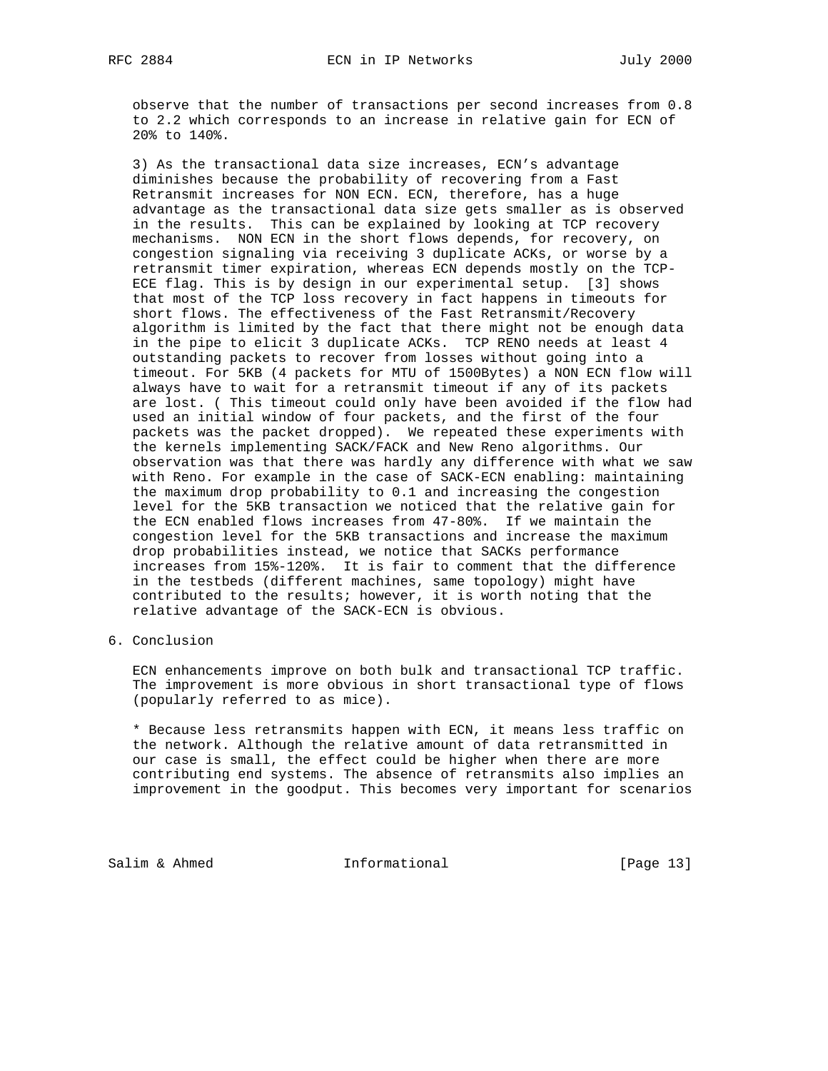observe that the number of transactions per second increases from 0.8 to 2.2 which corresponds to an increase in relative gain for ECN of 20% to 140%.

3) As the transactional data size increases, ECN's advantage diminishes because the probability of recovering from a Fast Retransmit increases for NON ECN. ECN, therefore, has a huge advantage as the transactional data size gets smaller as is observed in the results. This can be explained by looking at TCP recovery mechanisms. NON ECN in the short flows depends, for recovery, on congestion signaling via receiving 3 duplicate ACKs, or worse by a retransmit timer expiration, whereas ECN depends mostly on the TCP-ECE flag. This is by design in our experimental setup. [3] shows that most of the TCP loss recovery in fact happens in timeouts for short flows. The effectiveness of the Fast Retransmit/Recovery algorithm is limited by the fact that there might not be enough data in the pipe to elicit 3 duplicate ACKs. TCP RENO needs at least 4 outstanding packets to recover from losses without going into a timeout. For 5KB (4 packets for MTU of 1500Bytes) a NON ECN flow will always have to wait for a retransmit timeout if any of its packets are lost. ( This timeout could only have been avoided if the flow had used an initial window of four packets, and the first of the four packets was the packet dropped). We repeated these experiments with the kernels implementing SACK/FACK and New Reno algorithms. Our observation was that there was hardly any difference with what we saw with Reno. For example in the case of SACK-ECN enabling: maintaining the maximum drop probability to 0.1 and increasing the congestion level for the 5KB transaction we noticed that the relative gain for the ECN enabled flows increases from 47-80%. If we maintain the congestion level for the 5KB transactions and increase the maximum drop probabilities instead, we notice that SACKs performance increases from 15%-120%. It is fair to comment that the difference in the testbeds (different machines, same topology) might have contributed to the results; however, it is worth noting that the relative advantage of the SACK-ECN is obvious.

## 6. Conclusion

ECN enhancements improve on both bulk and transactional TCP traffic. The improvement is more obvious in short transactional type of flows (popularly referred to as mice).

* Because less retransmits happen with ECN, it means less traffic on the network. Although the relative amount of data retransmitted in our case is small, the effect could be higher when there are more contributing end systems. The absence of retransmits also implies an improvement in the goodput. This becomes very important for scenarios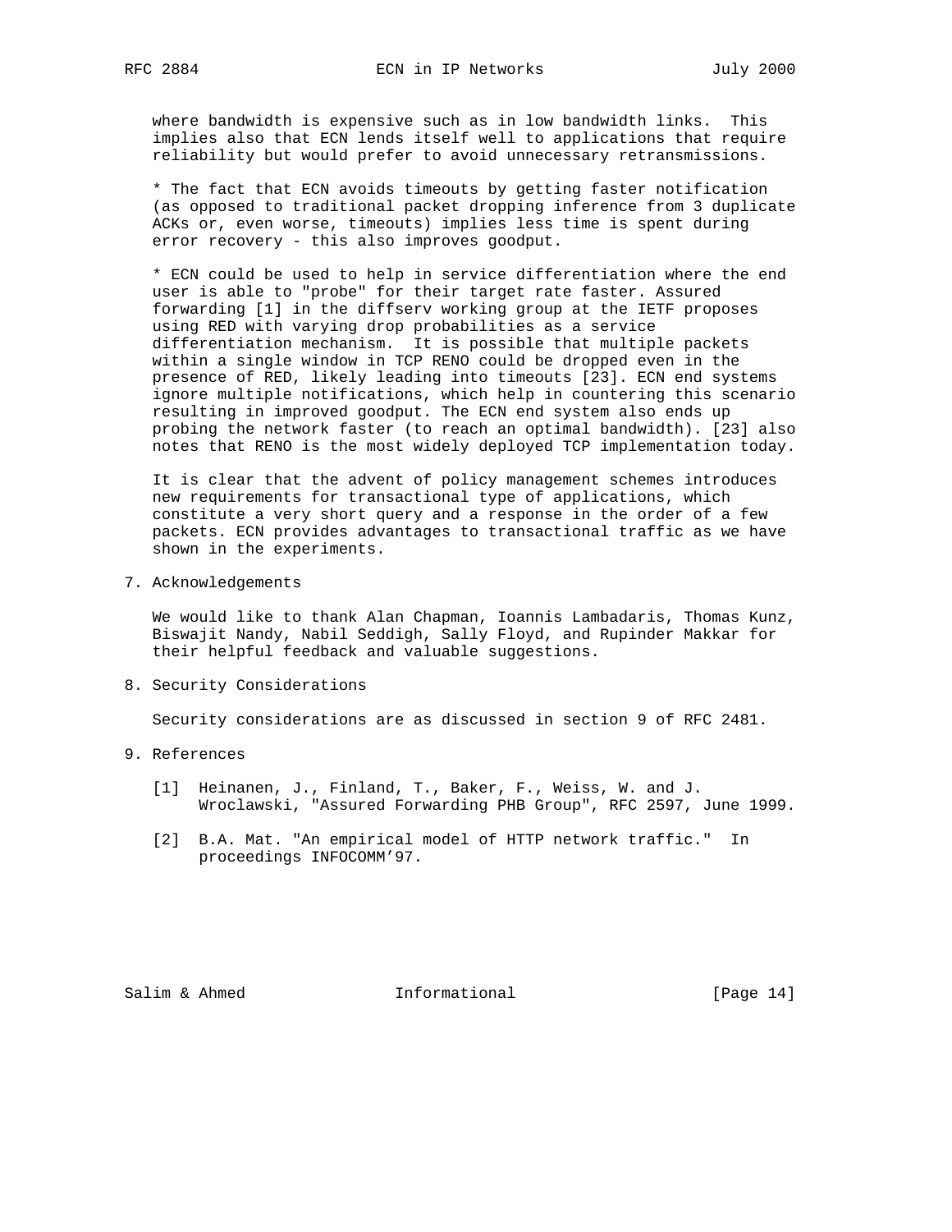where bandwidth is expensive such as in low bandwidth links. This implies also that ECN lends itself well to applications that require reliability but would prefer to avoid unnecessary retransmissions.

* The fact that ECN avoids timeouts by getting faster notification (as opposed to traditional packet dropping inference from 3 duplicate ACKs or, even worse, timeouts) implies less time is spent during error recovery - this also improves goodput.

* ECN could be used to help in service differentiation where the end user is able to "probe" for their target rate faster. Assured forwarding [1] in the diffserv working group at the IETF proposes using RED with varying drop probabilities as a service differentiation mechanism. It is possible that multiple packets within a single window in TCP RENO could be dropped even in the presence of RED, likely leading into timeouts [23]. ECN end systems ignore multiple notifications, which help in countering this scenario resulting in improved goodput. The ECN end system also ends up probing the network faster (to reach an optimal bandwidth). [23] also notes that RENO is the most widely deployed TCP implementation today.

It is clear that the advent of policy management schemes introduces new requirements for transactional type of applications, which constitute a very short query and a response in the order of a few packets. ECN provides advantages to transactional traffic as we have shown in the experiments.

## 7. Acknowledgements

We would like to thank Alan Chapman, Ioannis Lambadaris, Thomas Kunz, Biswajit Nandy, Nabil Seddigh, Sally Floyd, and Rupinder Makkar for their helpful feedback and valuable suggestions.

## 8. Security Considerations

Security considerations are as discussed in section 9 of RFC 2481.

## 9. References

[1] Heinanen, J., Finland, T., Baker, F., Weiss, W. and J. Wroclawski, "Assured Forwarding PHB Group", RFC 2597, June 1999.

[2] B.A. Mat. "An empirical model of HTTP network traffic." In proceedings INFOCOMM'97.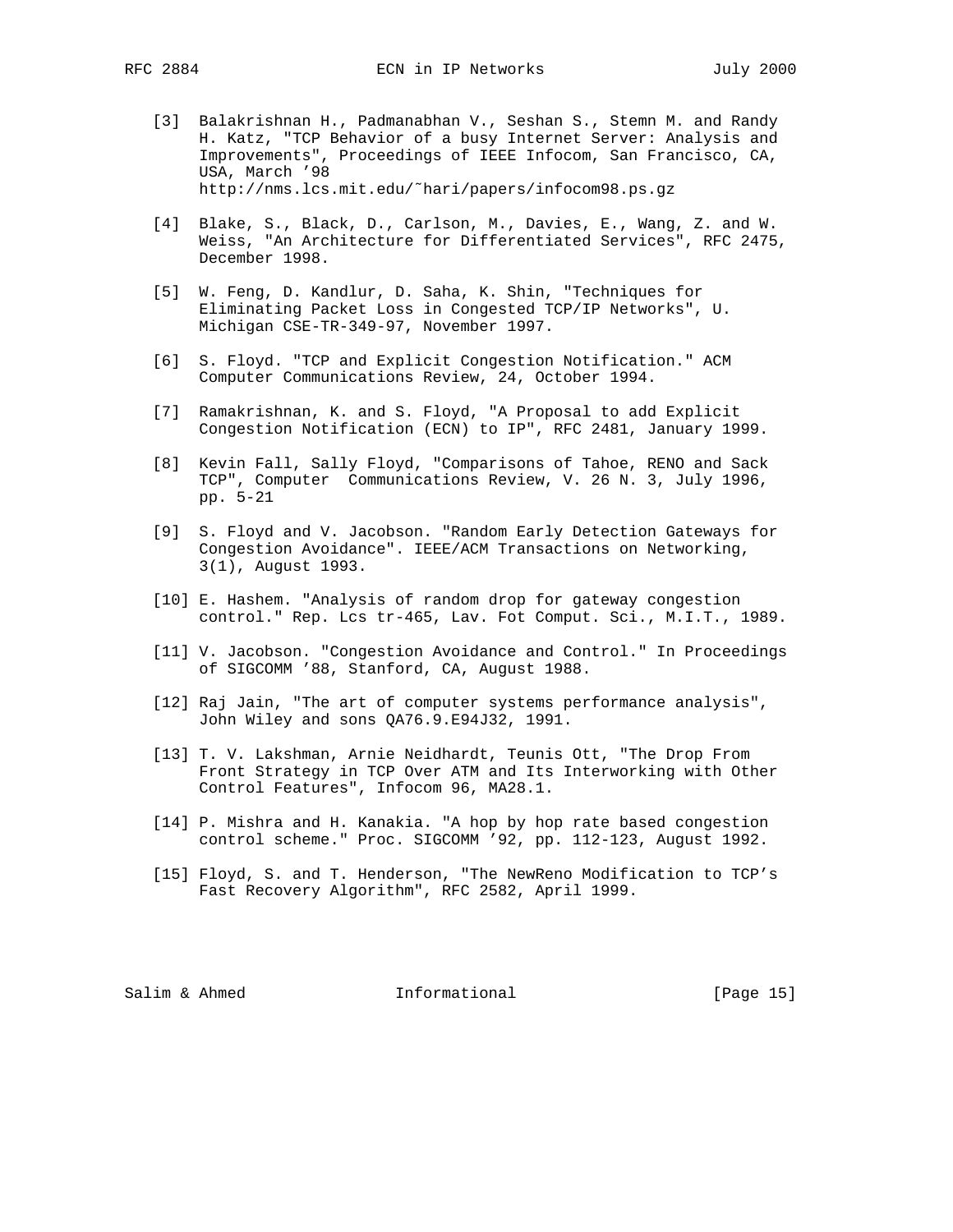[3] Balakrishnan H., Padmanabhan V., Seshan S., Stemn M. and Randy H. Katz, "TCP Behavior of a busy Internet Server: Analysis and Improvements", Proceedings of IEEE Infocom, San Francisco, CA, USA, March '98 http://nms.lcs.mit.edu/~hari/papers/infocom98.ps.gz

[4] Blake, S., Black, D., Carlson, M., Davies, E., Wang, Z. and W. Weiss, "An Architecture for Differentiated Services", RFC 2475, December 1998.

[5] W. Feng, D. Kandlur, D. Saha, K. Shin, "Techniques for Eliminating Packet Loss in Congested TCP/IP Networks", U. Michigan CSE-TR-349-97, November 1997.

[6] S. Floyd. "TCP and Explicit Congestion Notification." ACM Computer Communications Review, 24, October 1994.

[7] Ramakrishnan, K. and S. Floyd, "A Proposal to add Explicit Congestion Notification (ECN) to IP", RFC 2481, January 1999.

[8] Kevin Fall, Sally Floyd, "Comparisons of Tahoe, RENO and Sack TCP", Computer Communications Review, V. 26 N. 3, July 1996, pp. 5-21

[9] S. Floyd and V. Jacobson. "Random Early Detection Gateways for Congestion Avoidance". IEEE/ACM Transactions on Networking, 3(1), August 1993.

[10] E. Hashem. "Analysis of random drop for gateway congestion control." Rep. Lcs tr-465, Lav. Fot Comput. Sci., M.I.T., 1989.

[11] V. Jacobson. "Congestion Avoidance and Control." In Proceedings of SIGCOMM '88, Stanford, CA, August 1988.

[12] Raj Jain, "The art of computer systems performance analysis", John Wiley and sons QA76.9.E94J32, 1991.

[13] T. V. Lakshman, Arnie Neidhardt, Teunis Ott, "The Drop From Front Strategy in TCP Over ATM and Its Interworking with Other Control Features", Infocom 96, MA28.1.

[14] P. Mishra and H. Kanakia. "A hop by hop rate based congestion control scheme." Proc. SIGCOMM '92, pp. 112-123, August 1992.

[15] Floyd, S. and T. Henderson, "The NewReno Modification to TCP's Fast Recovery Algorithm", RFC 2582, April 1999.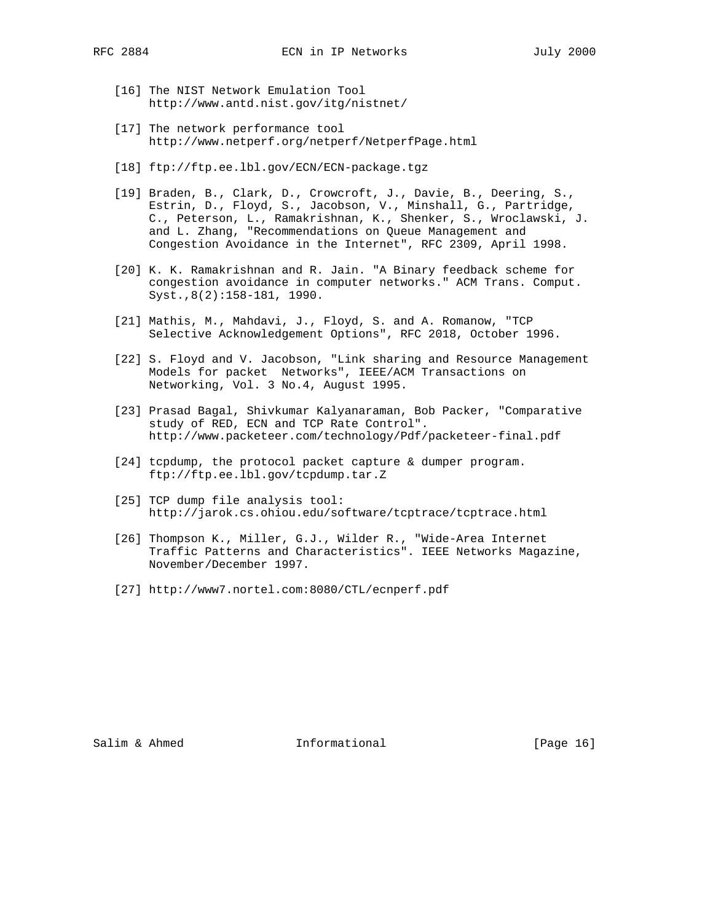[16] The NIST Network Emulation Tool
http://www.antd.nist.gov/itg/nistnet/

[17] The network performance tool
http://www.netperf.org/netperf/NetperfPage.html

[18] ftp://ftp.ee.lbl.gov/ECN/ECN-package.tgz

[19] Braden, B., Clark, D., Crowcroft, J., Davie, B., Deering, S., Estrin, D., Floyd, S., Jacobson, V., Minshall, G., Partridge, C., Peterson, L., Ramakrishnan, K., Shenker, S., Wroclawski, J. and L. Zhang, "Recommendations on Queue Management and Congestion Avoidance in the Internet", RFC 2309, April 1998.

[20] K. K. Ramakrishnan and R. Jain. "A Binary feedback scheme for congestion avoidance in computer networks." ACM Trans. Comput. Syst.,8(2):158-181, 1990.

[21] Mathis, M., Mahdavi, J., Floyd, S. and A. Romanow, "TCP Selective Acknowledgement Options", RFC 2018, October 1996.

[22] S. Floyd and V. Jacobson, "Link sharing and Resource Management Models for packet Networks", IEEE/ACM Transactions on Networking, Vol. 3 No.4, August 1995.

[23] Prasad Bagal, Shivkumar Kalyanaraman, Bob Packer, "Comparative study of RED, ECN and TCP Rate Control".
http://www.packeteer.com/technology/Pdf/packeteer-final.pdf

[24] tcpdump, the protocol packet capture & dumper program.
ftp://ftp.ee.lbl.gov/tcpdump.tar.Z

[25] TCP dump file analysis tool:
http://jarok.cs.ohiou.edu/software/tcptrace/tcptrace.html

[26] Thompson K., Miller, G.J., Wilder R., "Wide-Area Internet Traffic Patterns and Characteristics". IEEE Networks Magazine, November/December 1997.

[27] http://www7.nortel.com:8080/CTL/ecnperf.pdf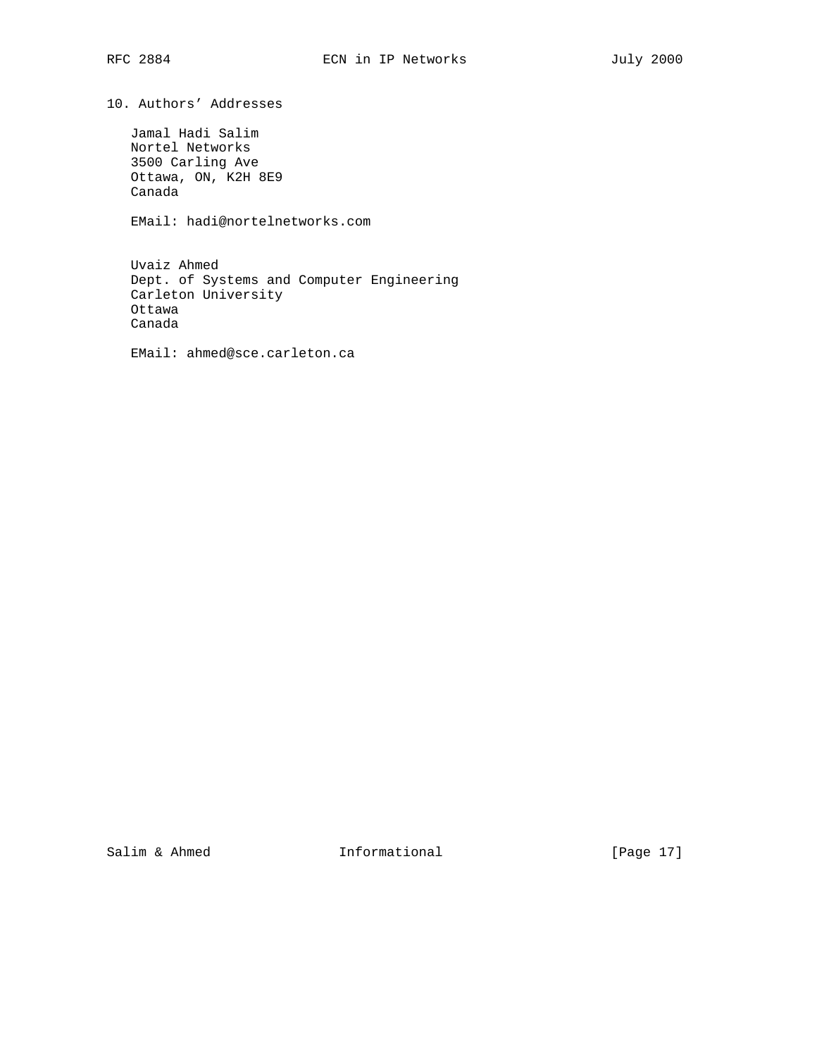## 10. Authors' Addresses

Jamal Hadi Salim
Nortel Networks
3500 Carling Ave
Ottawa, ON, K2H 8E9
Canada

EMail: hadi@nortelnetworks.com

Uvaiz Ahmed
Dept. of Systems and Computer Engineering
Carleton University
Ottawa
Canada

EMail: ahmed@sce.carleton.ca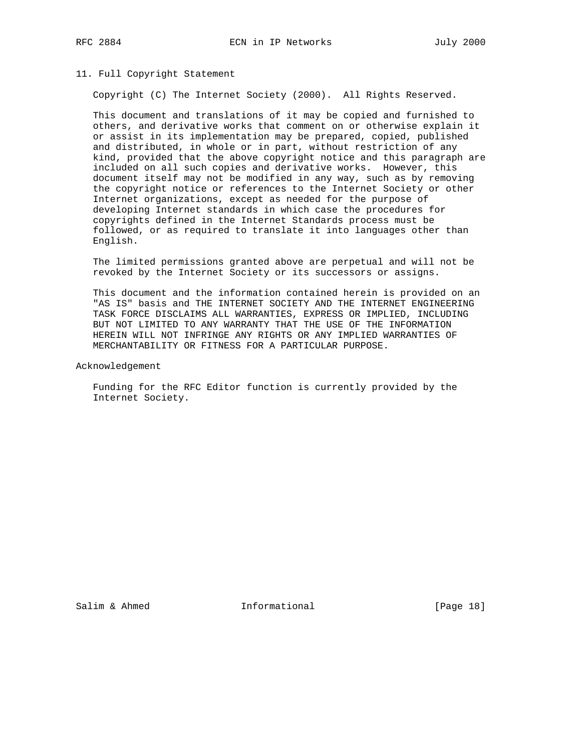## 11. Full Copyright Statement

Copyright (C) The Internet Society (2000). All Rights Reserved.

This document and translations of it may be copied and furnished to others, and derivative works that comment on or otherwise explain it or assist in its implementation may be prepared, copied, published and distributed, in whole or in part, without restriction of any kind, provided that the above copyright notice and this paragraph are included on all such copies and derivative works. However, this document itself may not be modified in any way, such as by removing the copyright notice or references to the Internet Society or other Internet organizations, except as needed for the purpose of developing Internet standards in which case the procedures for copyrights defined in the Internet Standards process must be followed, or as required to translate it into languages other than English.

The limited permissions granted above are perpetual and will not be revoked by the Internet Society or its successors or assigns.

This document and the information contained herein is provided on an "AS IS" basis and THE INTERNET SOCIETY AND THE INTERNET ENGINEERING TASK FORCE DISCLAIMS ALL WARRANTIES, EXPRESS OR IMPLIED, INCLUDING BUT NOT LIMITED TO ANY WARRANTY THAT THE USE OF THE INFORMATION HEREIN WILL NOT INFRINGE ANY RIGHTS OR ANY IMPLIED WARRANTIES OF MERCHANTABILITY OR FITNESS FOR A PARTICULAR PURPOSE.

## Acknowledgement

Funding for the RFC Editor function is currently provided by the Internet Society.